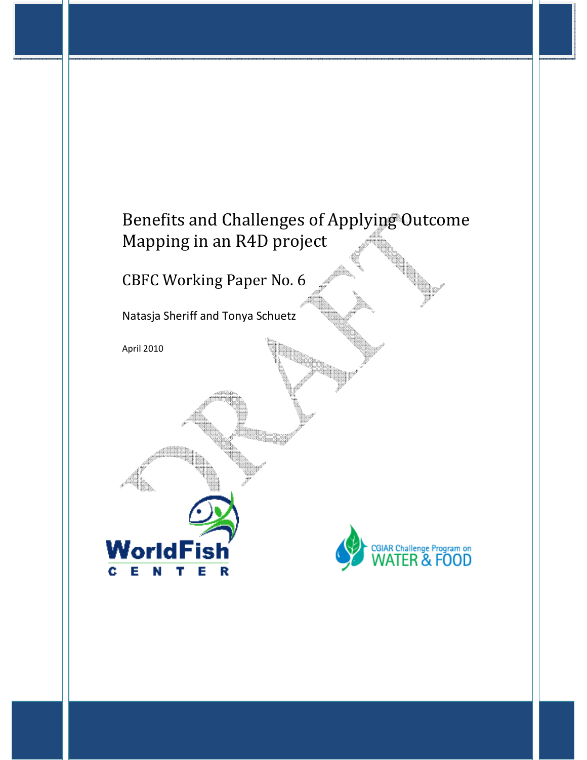# Benefits and Challenges of Applying Outcome Mapping in an R4D project

## CBFC Working Paper No. 6

Natasja Sheriff and Tonya Schuetz

April 2010

DRAFT

WorldFish CENTER

CGIAR Challenge Program on WATER & FOOD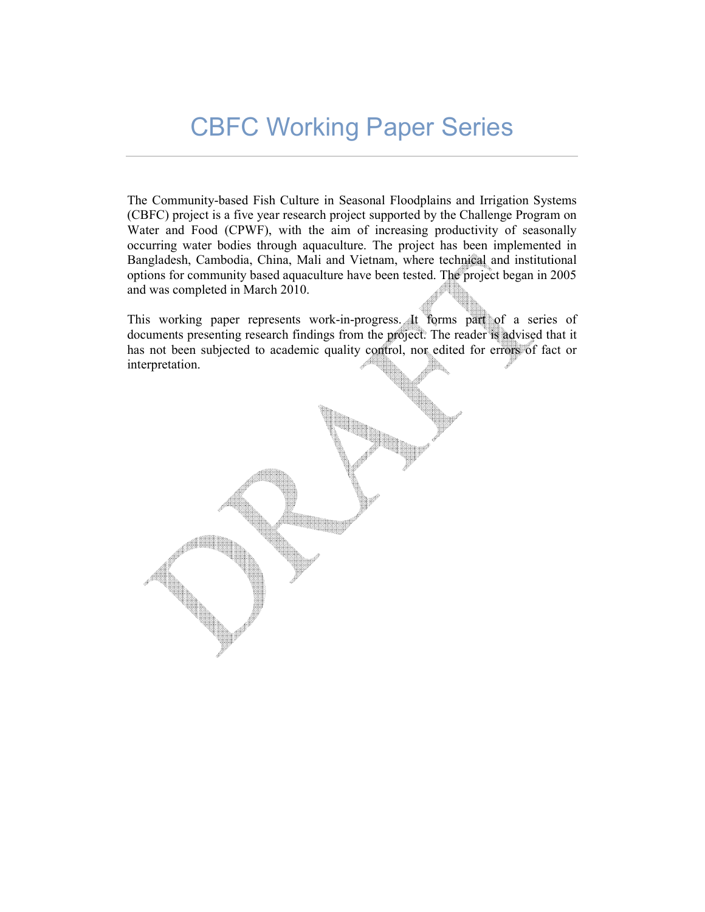# CBFC Working Paper Series

The Community-based Fish Culture in Seasonal Floodplains and Irrigation Systems (CBFC) project is a five year research project supported by the Challenge Program on Water and Food (CPWF), with the aim of increasing productivity of seasonally occurring water bodies through aquaculture. The project has been implemented in Bangladesh, Cambodia, China, Mali and Vietnam, where technical and institutional options for community based aquaculture have been tested. The project began in 2005 and was completed in March 2010.

This working paper represents work-in-progress. It forms part of a series of documents presenting research findings from the project. The reader is advised that it has not been subjected to academic quality control, nor edited for errors of fact or interpretation.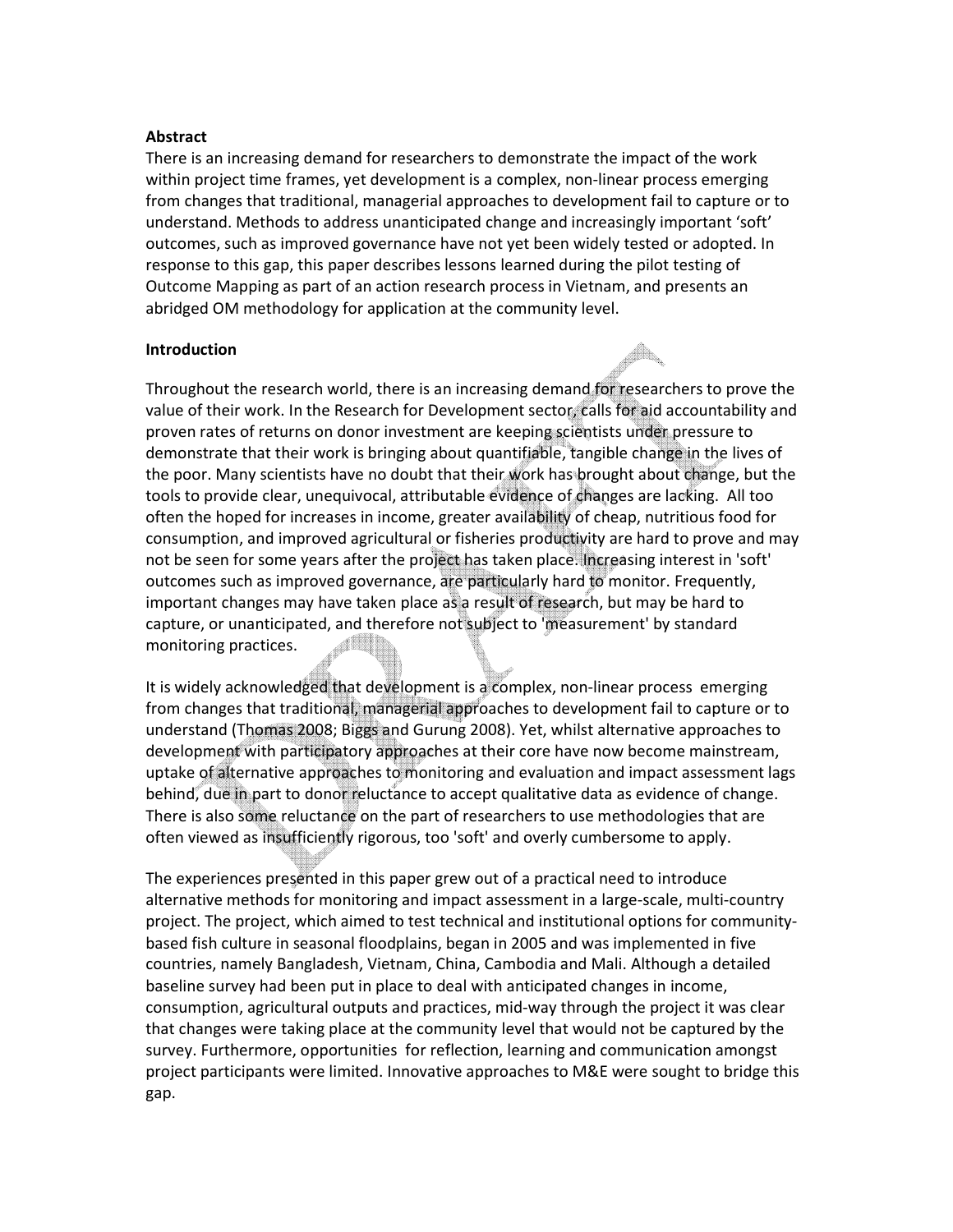**Abstract**

There is an increasing demand for researchers to demonstrate the impact of the work within project time frames, yet development is a complex, non-linear process emerging from changes that traditional, managerial approaches to development fail to capture or to understand. Methods to address unanticipated change and increasingly important 'soft' outcomes, such as improved governance have not yet been widely tested or adopted. In response to this gap, this paper describes lessons learned during the pilot testing of Outcome Mapping as part of an action research process in Vietnam, and presents an abridged OM methodology for application at the community level.

**Introduction**

Throughout the research world, there is an increasing demand for researchers to prove the value of their work. In the Research for Development sector, calls for aid accountability and proven rates of returns on donor investment are keeping scientists under pressure to demonstrate that their work is bringing about quantifiable, tangible change in the lives of the poor. Many scientists have no doubt that their work has brought about change, but the tools to provide clear, unequivocal, attributable evidence of changes are lacking. All too often the hoped for increases in income, greater availability of cheap, nutritious food for consumption, and improved agricultural or fisheries productivity are hard to prove and may not be seen for some years after the project has taken place. Increasing interest in 'soft' outcomes such as improved governance, are particularly hard to monitor. Frequently, important changes may have taken place as a result of research, but may be hard to capture, or unanticipated, and therefore not subject to 'measurement' by standard monitoring practices.

It is widely acknowledged that development is a complex, non-linear process emerging from changes that traditional, managerial approaches to development fail to capture or to understand (Thomas 2008; Biggs and Gurung 2008). Yet, whilst alternative approaches to development with participatory approaches at their core have now become mainstream, uptake of alternative approaches to monitoring and evaluation and impact assessment lags behind, due in part to donor reluctance to accept qualitative data as evidence of change. There is also some reluctance on the part of researchers to use methodologies that are often viewed as insufficiently rigorous, too 'soft' and overly cumbersome to apply.

The experiences presented in this paper grew out of a practical need to introduce alternative methods for monitoring and impact assessment in a large-scale, multi-country project. The project, which aimed to test technical and institutional options for community-based fish culture in seasonal floodplains, began in 2005 and was implemented in five countries, namely Bangladesh, Vietnam, China, Cambodia and Mali. Although a detailed baseline survey had been put in place to deal with anticipated changes in income, consumption, agricultural outputs and practices, mid-way through the project it was clear that changes were taking place at the community level that would not be captured by the survey. Furthermore, opportunities for reflection, learning and communication amongst project participants were limited. Innovative approaches to M&E were sought to bridge this gap.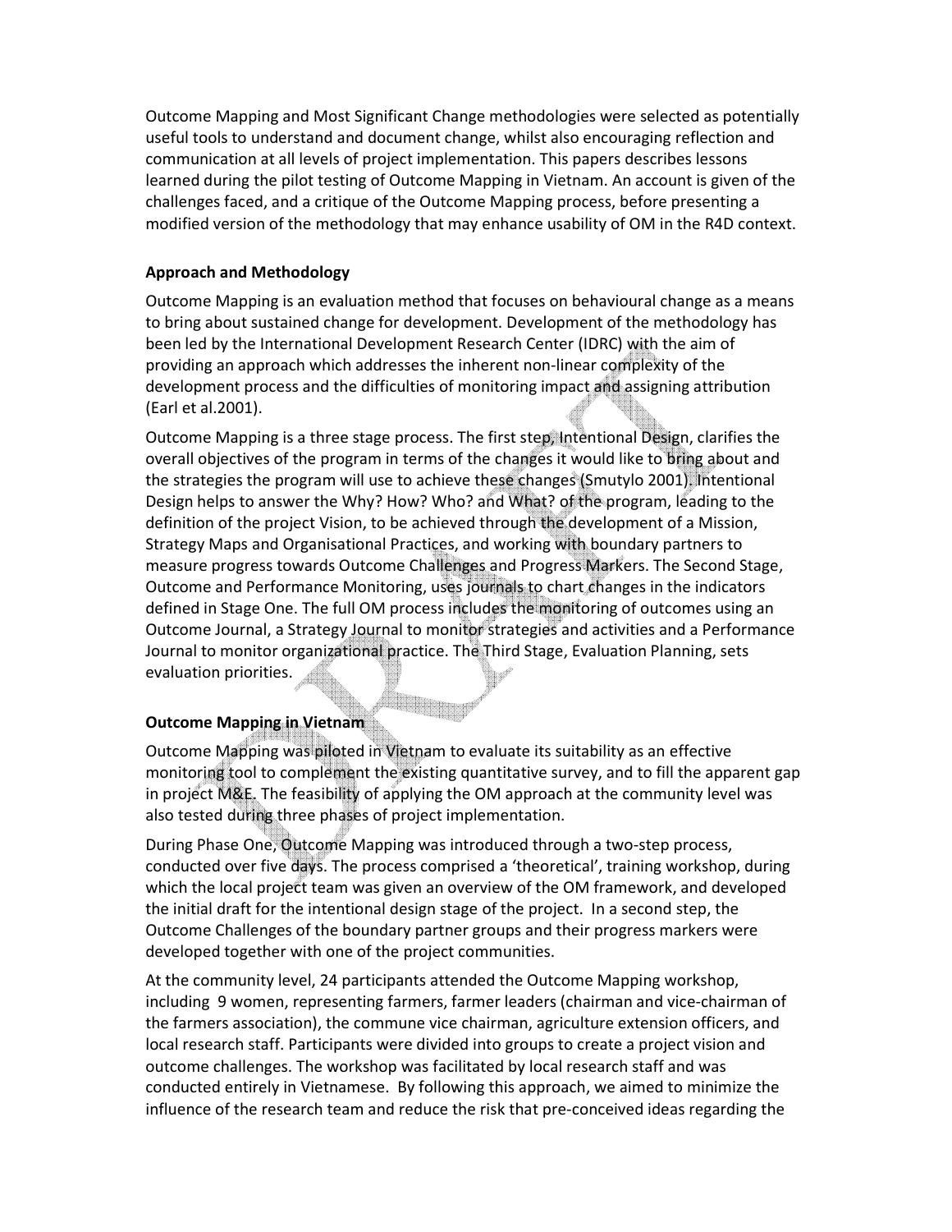Outcome Mapping and Most Significant Change methodologies were selected as potentially useful tools to understand and document change, whilst also encouraging reflection and communication at all levels of project implementation. This papers describes lessons learned during the pilot testing of Outcome Mapping in Vietnam. An account is given of the challenges faced, and a critique of the Outcome Mapping process, before presenting a modified version of the methodology that may enhance usability of OM in the R4D context.

**Approach and Methodology**

Outcome Mapping is an evaluation method that focuses on behavioural change as a means to bring about sustained change for development. Development of the methodology has been led by the International Development Research Center (IDRC) with the aim of providing an approach which addresses the inherent non-linear complexity of the development process and the difficulties of monitoring impact and assigning attribution (Earl et al.2001).

Outcome Mapping is a three stage process. The first step, Intentional Design, clarifies the overall objectives of the program in terms of the changes it would like to bring about and the strategies the program will use to achieve these changes (Smutylo 2001). Intentional Design helps to answer the Why? How? Who? and What? of the program, leading to the definition of the project Vision, to be achieved through the development of a Mission, Strategy Maps and Organisational Practices, and working with boundary partners to measure progress towards Outcome Challenges and Progress Markers. The Second Stage, Outcome and Performance Monitoring, uses journals to chart changes in the indicators defined in Stage One. The full OM process includes the monitoring of outcomes using an Outcome Journal, a Strategy Journal to monitor strategies and activities and a Performance Journal to monitor organizational practice. The Third Stage, Evaluation Planning, sets evaluation priorities.

**Outcome Mapping in Vietnam**

Outcome Mapping was piloted in Vietnam to evaluate its suitability as an effective monitoring tool to complement the existing quantitative survey, and to fill the apparent gap in project M&E. The feasibility of applying the OM approach at the community level was also tested during three phases of project implementation.

During Phase One, Outcome Mapping was introduced through a two-step process, conducted over five days. The process comprised a 'theoretical', training workshop, during which the local project team was given an overview of the OM framework, and developed the initial draft for the intentional design stage of the project. In a second step, the Outcome Challenges of the boundary partner groups and their progress markers were developed together with one of the project communities.

At the community level, 24 participants attended the Outcome Mapping workshop, including 9 women, representing farmers, farmer leaders (chairman and vice-chairman of the farmers association), the commune vice chairman, agriculture extension officers, and local research staff. Participants were divided into groups to create a project vision and outcome challenges. The workshop was facilitated by local research staff and was conducted entirely in Vietnamese. By following this approach, we aimed to minimize the influence of the research team and reduce the risk that pre-conceived ideas regarding the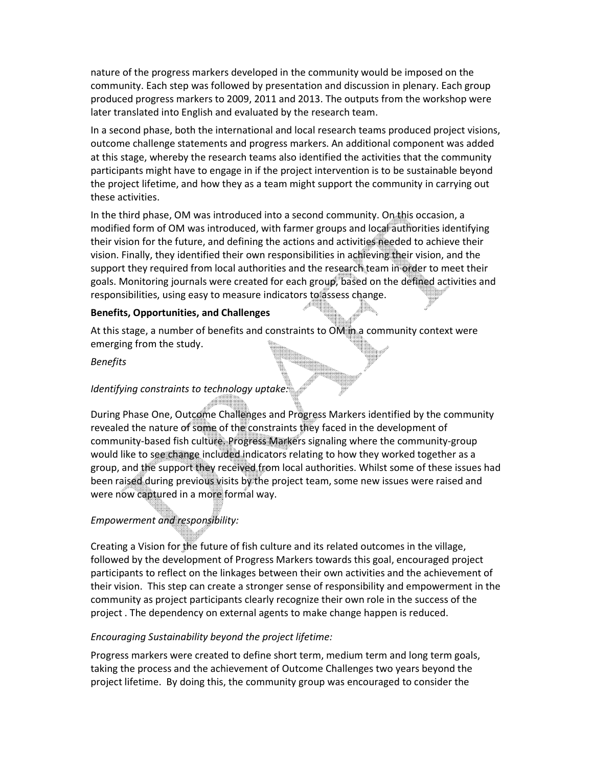nature of the progress markers developed in the community would be imposed on the community. Each step was followed by presentation and discussion in plenary. Each group produced progress markers to 2009, 2011 and 2013. The outputs from the workshop were later translated into English and evaluated by the research team.

In a second phase, both the international and local research teams produced project visions, outcome challenge statements and progress markers. An additional component was added at this stage, whereby the research teams also identified the activities that the community participants might have to engage in if the project intervention is to be sustainable beyond the project lifetime, and how they as a team might support the community in carrying out these activities.

In the third phase, OM was introduced into a second community. On this occasion, a modified form of OM was introduced, with farmer groups and local authorities identifying their vision for the future, and defining the actions and activities needed to achieve their vision. Finally, they identified their own responsibilities in achieving their vision, and the support they required from local authorities and the research team in order to meet their goals. Monitoring journals were created for each group, based on the defined activities and responsibilities, using easy to measure indicators to assess change.

**Benefits, Opportunities, and Challenges**

At this stage, a number of benefits and constraints to OM in a community context were emerging from the study.

*Benefits*

*Identifying constraints to technology uptake:*

During Phase One, Outcome Challenges and Progress Markers identified by the community revealed the nature of some of the constraints they faced in the development of community-based fish culture. Progress Markers signaling where the community-group would like to see change included indicators relating to how they worked together as a group, and the support they received from local authorities. Whilst some of these issues had been raised during previous visits by the project team, some new issues were raised and were now captured in a more formal way.

*Empowerment and responsibility:*

Creating a Vision for the future of fish culture and its related outcomes in the village, followed by the development of Progress Markers towards this goal, encouraged project participants to reflect on the linkages between their own activities and the achievement of their vision. This step can create a stronger sense of responsibility and empowerment in the community as project participants clearly recognize their own role in the success of the project . The dependency on external agents to make change happen is reduced.

*Encouraging Sustainability beyond the project lifetime:*

Progress markers were created to define short term, medium term and long term goals, taking the process and the achievement of Outcome Challenges two years beyond the project lifetime. By doing this, the community group was encouraged to consider the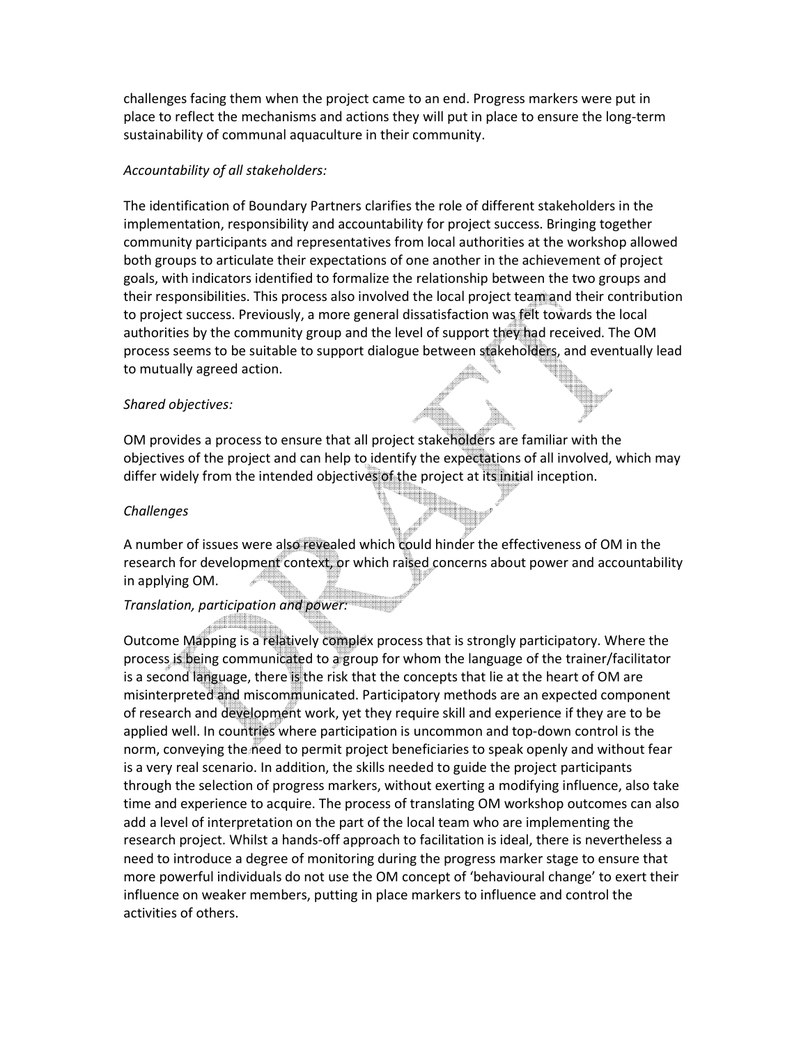challenges facing them when the project came to an end. Progress markers were put in place to reflect the mechanisms and actions they will put in place to ensure the long-term sustainability of communal aquaculture in their community.

*Accountability of all stakeholders:*

The identification of Boundary Partners clarifies the role of different stakeholders in the implementation, responsibility and accountability for project success. Bringing together community participants and representatives from local authorities at the workshop allowed both groups to articulate their expectations of one another in the achievement of project goals, with indicators identified to formalize the relationship between the two groups and their responsibilities. This process also involved the local project team and their contribution to project success. Previously, a more general dissatisfaction was felt towards the local authorities by the community group and the level of support they had received. The OM process seems to be suitable to support dialogue between stakeholders, and eventually lead to mutually agreed action.

*Shared objectives:*

OM provides a process to ensure that all project stakeholders are familiar with the objectives of the project and can help to identify the expectations of all involved, which may differ widely from the intended objectives of the project at its initial inception.

*Challenges*

A number of issues were also revealed which could hinder the effectiveness of OM in the research for development context, or which raised concerns about power and accountability in applying OM.

*Translation, participation and power:*

Outcome Mapping is a relatively complex process that is strongly participatory. Where the process is being communicated to a group for whom the language of the trainer/facilitator is a second language, there is the risk that the concepts that lie at the heart of OM are misinterpreted and miscommunicated. Participatory methods are an expected component of research and development work, yet they require skill and experience if they are to be applied well. In countries where participation is uncommon and top-down control is the norm, conveying the need to permit project beneficiaries to speak openly and without fear is a very real scenario. In addition, the skills needed to guide the project participants through the selection of progress markers, without exerting a modifying influence, also take time and experience to acquire. The process of translating OM workshop outcomes can also add a level of interpretation on the part of the local team who are implementing the research project. Whilst a hands-off approach to facilitation is ideal, there is nevertheless a need to introduce a degree of monitoring during the progress marker stage to ensure that more powerful individuals do not use the OM concept of 'behavioural change' to exert their influence on weaker members, putting in place markers to influence and control the activities of others.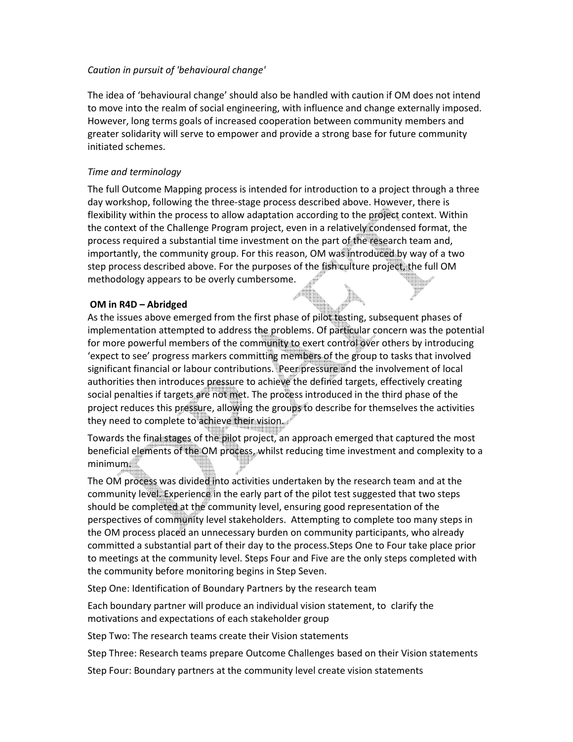*Caution in pursuit of 'behavioural change'*

The idea of 'behavioural change' should also be handled with caution if OM does not intend to move into the realm of social engineering, with influence and change externally imposed. However, long terms goals of increased cooperation between community members and greater solidarity will serve to empower and provide a strong base for future community initiated schemes.

*Time and terminology*

The full Outcome Mapping process is intended for introduction to a project through a three day workshop, following the three-stage process described above. However, there is flexibility within the process to allow adaptation according to the project context. Within the context of the Challenge Program project, even in a relatively condensed format, the process required a substantial time investment on the part of the research team and, importantly, the community group. For this reason, OM was introduced by way of a two step process described above. For the purposes of the fish culture project, the full OM methodology appears to be overly cumbersome.

**OM in R4D – Abridged**

As the issues above emerged from the first phase of pilot testing, subsequent phases of implementation attempted to address the problems. Of particular concern was the potential for more powerful members of the community to exert control over others by introducing 'expect to see' progress markers committing members of the group to tasks that involved significant financial or labour contributions. Peer pressure and the involvement of local authorities then introduces pressure to achieve the defined targets, effectively creating social penalties if targets are not met. The process introduced in the third phase of the project reduces this pressure, allowing the groups to describe for themselves the activities they need to complete to achieve their vision.

Towards the final stages of the pilot project, an approach emerged that captured the most beneficial elements of the OM process, whilst reducing time investment and complexity to a minimum.

The OM process was divided into activities undertaken by the research team and at the community level. Experience in the early part of the pilot test suggested that two steps should be completed at the community level, ensuring good representation of the perspectives of community level stakeholders. Attempting to complete too many steps in the OM process placed an unnecessary burden on community participants, who already committed a substantial part of their day to the process.Steps One to Four take place prior to meetings at the community level. Steps Four and Five are the only steps completed with the community before monitoring begins in Step Seven.

Step One: Identification of Boundary Partners by the research team

Each boundary partner will produce an individual vision statement, to clarify the motivations and expectations of each stakeholder group

Step Two: The research teams create their Vision statements

Step Three: Research teams prepare Outcome Challenges based on their Vision statements

Step Four: Boundary partners at the community level create vision statements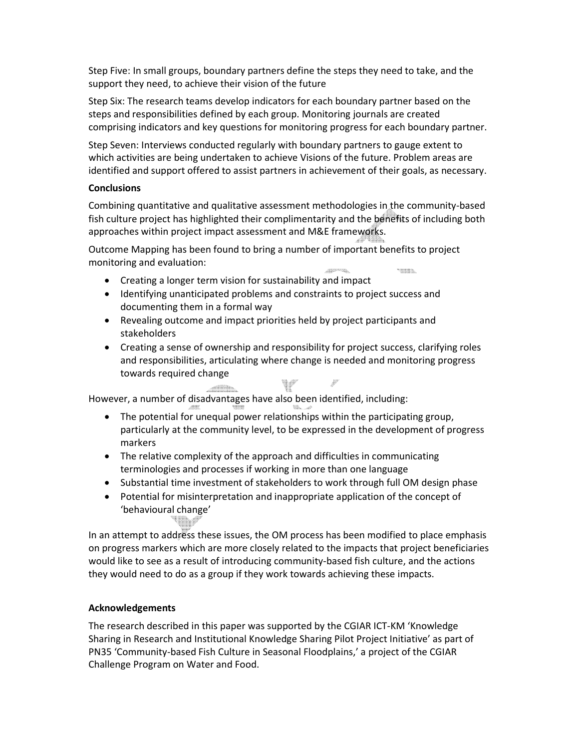Step Five: In small groups, boundary partners define the steps they need to take, and the support they need, to achieve their vision of the future

Step Six: The research teams develop indicators for each boundary partner based on the steps and responsibilities defined by each group. Monitoring journals are created comprising indicators and key questions for monitoring progress for each boundary partner.

Step Seven: Interviews conducted regularly with boundary partners to gauge extent to which activities are being undertaken to achieve Visions of the future. Problem areas are identified and support offered to assist partners in achievement of their goals, as necessary.

**Conclusions**

Combining quantitative and qualitative assessment methodologies in the community-based fish culture project has highlighted their complimentarity and the benefits of including both approaches within project impact assessment and M&E frameworks.

Outcome Mapping has been found to bring a number of important benefits to project monitoring and evaluation:

- Creating a longer term vision for sustainability and impact
- Identifying unanticipated problems and constraints to project success and documenting them in a formal way
- Revealing outcome and impact priorities held by project participants and stakeholders
- Creating a sense of ownership and responsibility for project success, clarifying roles and responsibilities, articulating where change is needed and monitoring progress towards required change

However, a number of disadvantages have also been identified, including:

- The potential for unequal power relationships within the participating group, particularly at the community level, to be expressed in the development of progress markers
- The relative complexity of the approach and difficulties in communicating terminologies and processes if working in more than one language
- Substantial time investment of stakeholders to work through full OM design phase
- Potential for misinterpretation and inappropriate application of the concept of 'behavioural change'

In an attempt to address these issues, the OM process has been modified to place emphasis on progress markers which are more closely related to the impacts that project beneficiaries would like to see as a result of introducing community-based fish culture, and the actions they would need to do as a group if they work towards achieving these impacts.

**Acknowledgements**

The research described in this paper was supported by the CGIAR ICT-KM 'Knowledge Sharing in Research and Institutional Knowledge Sharing Pilot Project Initiative' as part of PN35 'Community-based Fish Culture in Seasonal Floodplains,' a project of the CGIAR Challenge Program on Water and Food.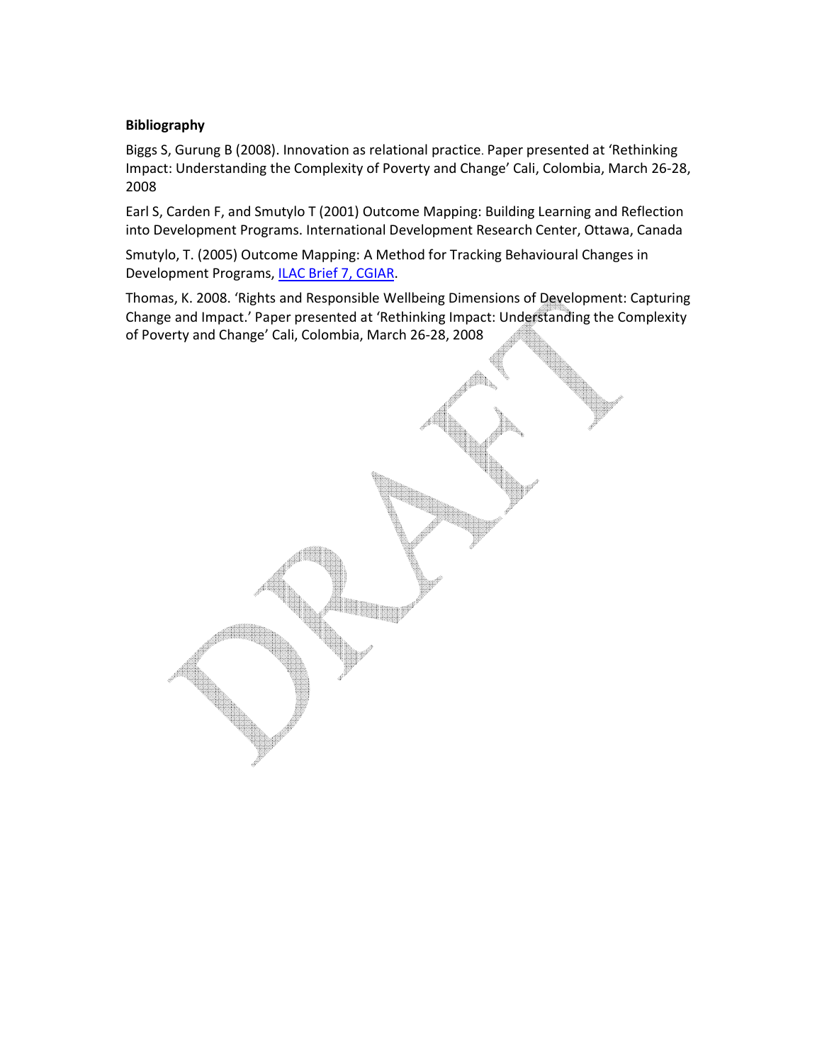**Bibliography**

Biggs S, Gurung B (2008). Innovation as relational practice. Paper presented at 'Rethinking Impact: Understanding the Complexity of Poverty and Change' Cali, Colombia, March 26-28, 2008

Earl S, Carden F, and Smutylo T (2001) Outcome Mapping: Building Learning and Reflection into Development Programs. International Development Research Center, Ottawa, Canada

Smutylo, T. (2005) Outcome Mapping: A Method for Tracking Behavioural Changes in Development Programs, ILAC Brief 7, CGIAR.

Thomas, K. 2008. 'Rights and Responsible Wellbeing Dimensions of Development: Capturing Change and Impact.' Paper presented at 'Rethinking Impact: Understanding the Complexity of Poverty and Change' Cali, Colombia, March 26-28, 2008